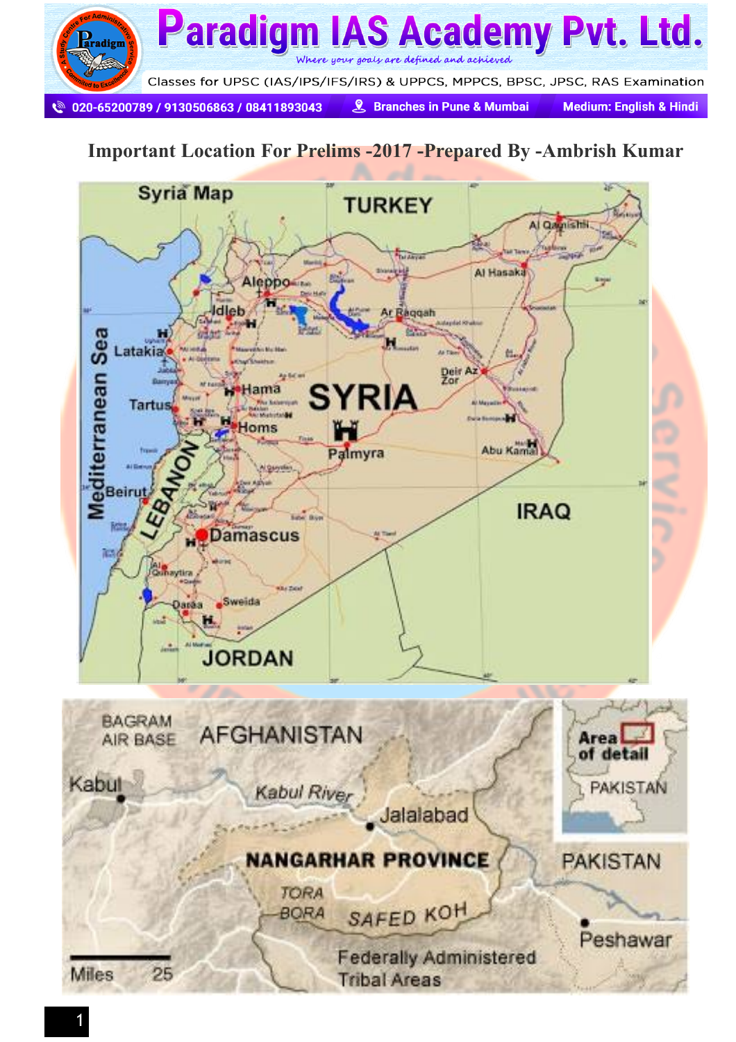# Important Location For Prelims -2017 -Prepared By -Ambrish Kumar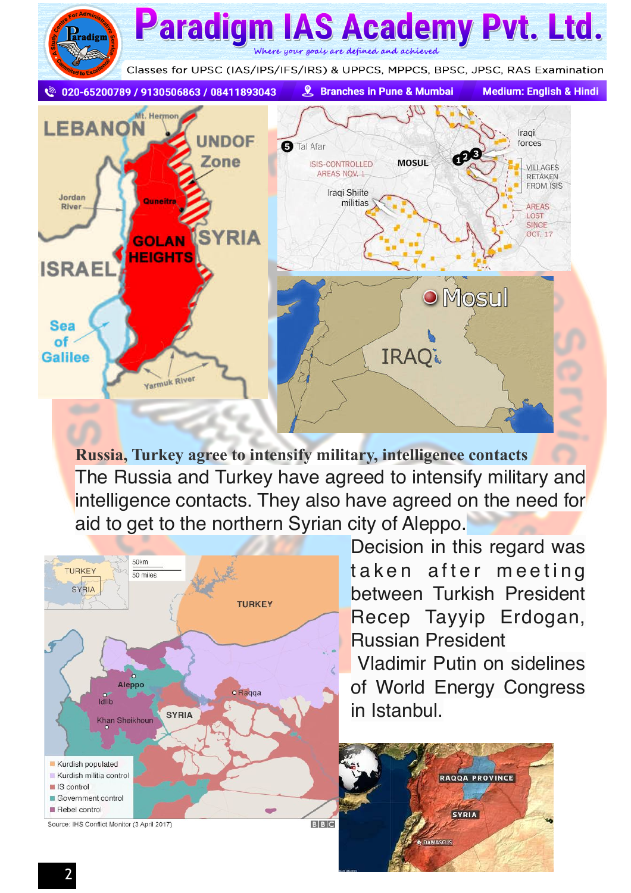## Russia, Turkey agree to intensify military, intelligence contacts

The Russia and Turkey have agreed to intensify military and intelligence contacts. They also have agreed on the need for aid to get to the northern Syrian city of Aleppo.

Decision in this regard was taken after meeting between Turkish President Recep Tayyip Erdogan, Russian President Vladimir Putin on sidelines of World Energy Congress in Istanbul.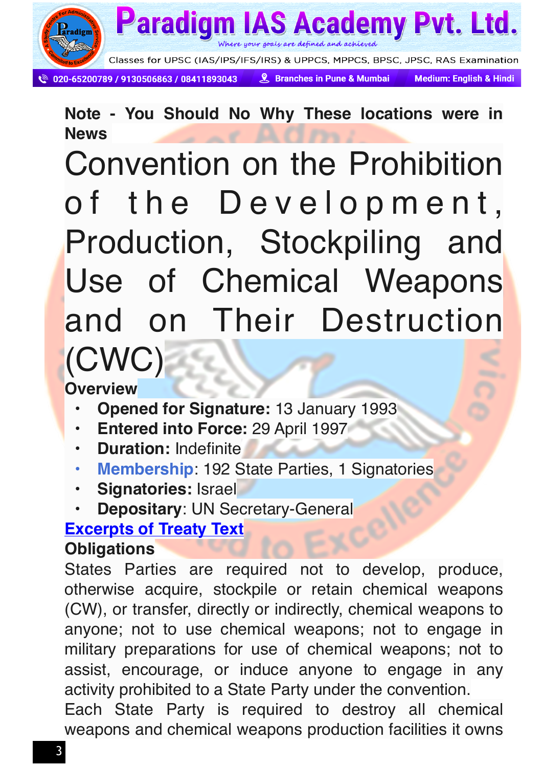**Note - You Should No Why These locations were in News**

# Convention on the Prohibition of the Development, Production, Stockpiling and Use of Chemical Weapons and on Their Destruction (CWC)

**Overview**

- **Opened for Signature:** 13 January 1993
- **Entered into Force:** 29 April 1997
- **Duration:** Indefinite
- **Membership**: 192 State Parties, 1 Signatories
- **Signatories:** Israel
- **Depositary**: UN Secretary-General

**Excerpts of Treaty Text**

**Obligations**

States Parties are required not to develop, produce, otherwise acquire, stockpile or retain chemical weapons (CW), or transfer, directly or indirectly, chemical weapons to anyone; not to use chemical weapons; not to engage in military preparations for use of chemical weapons; not to assist, encourage, or induce anyone to engage in any activity prohibited to a State Party under the convention.

Each State Party is required to destroy all chemical weapons and chemical weapons production facilities it owns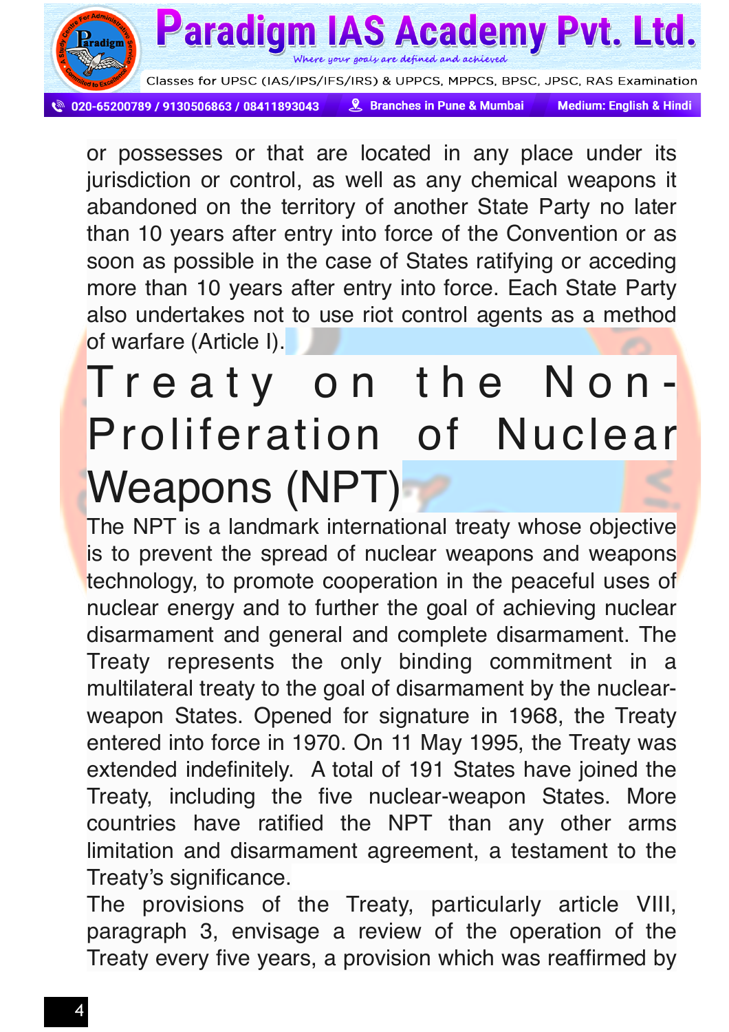or possesses or that are located in any place under its jurisdiction or control, as well as any chemical weapons it abandoned on the territory of another State Party no later than 10 years after entry into force of the Convention or as soon as possible in the case of States ratifying or acceding more than 10 years after entry into force. Each State Party also undertakes not to use riot control agents as a method of warfare (Article I).

# Treaty on the Non-Proliferation of Nuclear Weapons (NPT)

The NPT is a landmark international treaty whose objective is to prevent the spread of nuclear weapons and weapons technology, to promote cooperation in the peaceful uses of nuclear energy and to further the goal of achieving nuclear disarmament and general and complete disarmament. The Treaty represents the only binding commitment in a multilateral treaty to the goal of disarmament by the nuclear-weapon States. Opened for signature in 1968, the Treaty entered into force in 1970. On 11 May 1995, the Treaty was extended indefinitely. A total of 191 States have joined the Treaty, including the five nuclear-weapon States. More countries have ratified the NPT than any other arms limitation and disarmament agreement, a testament to the Treaty's significance.

The provisions of the Treaty, particularly article VIII, paragraph 3, envisage a review of the operation of the Treaty every five years, a provision which was reaffirmed by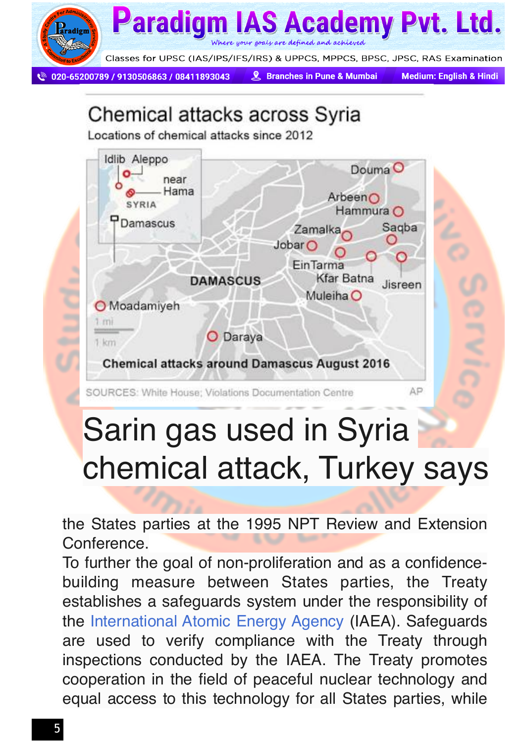## Chemical attacks across Syria

Locations of chemical attacks since 2012

Idlib Aleppo near Hama SYRIA Damascus

Douma, Arbeen, Hammura, Zamalka, Saqba, Jobar, Ein Tarma, Kfar Batna, Jisreen, DAMASCUS, Muleiha, Moadamiyeh, Daraya

1 mi
1 km

**Chemical attacks around Damascus August 2016**

SOURCES: White House; Violations Documentation Centre AP

# Sarin gas used in Syria chemical attack, Turkey says

the States parties at the 1995 NPT Review and Extension Conference.

To further the goal of non-proliferation and as a confidence-building measure between States parties, the Treaty establishes a safeguards system under the responsibility of the International Atomic Energy Agency (IAEA). Safeguards are used to verify compliance with the Treaty through inspections conducted by the IAEA. The Treaty promotes cooperation in the field of peaceful nuclear technology and equal access to this technology for all States parties, while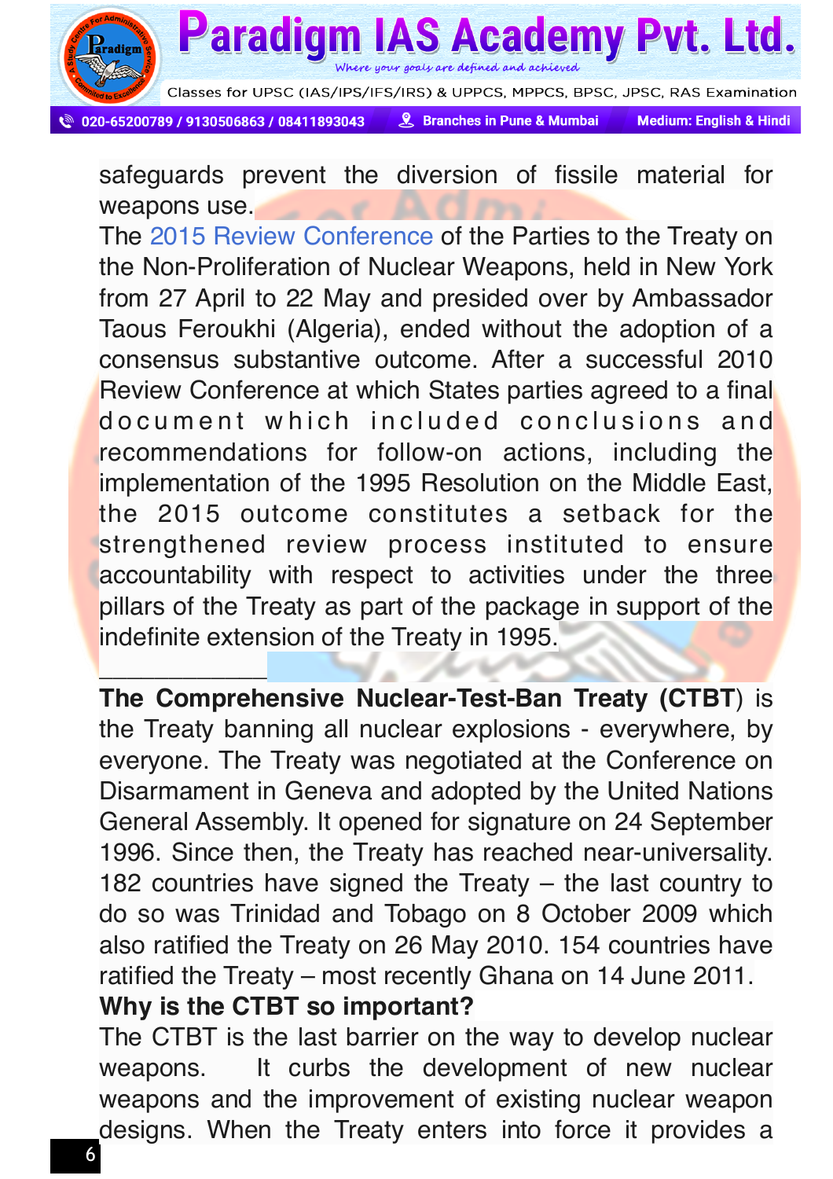safeguards prevent the diversion of fissile material for weapons use.

The 2015 Review Conference of the Parties to the Treaty on the Non-Proliferation of Nuclear Weapons, held in New York from 27 April to 22 May and presided over by Ambassador Taous Feroukhi (Algeria), ended without the adoption of a consensus substantive outcome. After a successful 2010 Review Conference at which States parties agreed to a final document which included conclusions and recommendations for follow-on actions, including the implementation of the 1995 Resolution on the Middle East, the 2015 outcome constitutes a setback for the strengthened review process instituted to ensure accountability with respect to activities under the three pillars of the Treaty as part of the package in support of the indefinite extension of the Treaty in 1995.

______________

**The Comprehensive Nuclear-Test-Ban Treaty (CTBT**) is the Treaty banning all nuclear explosions - everywhere, by everyone. The Treaty was negotiated at the Conference on Disarmament in Geneva and adopted by the United Nations General Assembly. It opened for signature on 24 September 1996. Since then, the Treaty has reached near-universality. 182 countries have signed the Treaty – the last country to do so was Trinidad and Tobago on 8 October 2009 which also ratified the Treaty on 26 May 2010. 154 countries have ratified the Treaty – most recently Ghana on 14 June 2011.

**Why is the CTBT so important?**

The CTBT is the last barrier on the way to develop nuclear weapons. It curbs the development of new nuclear weapons and the improvement of existing nuclear weapon designs. When the Treaty enters into force it provides a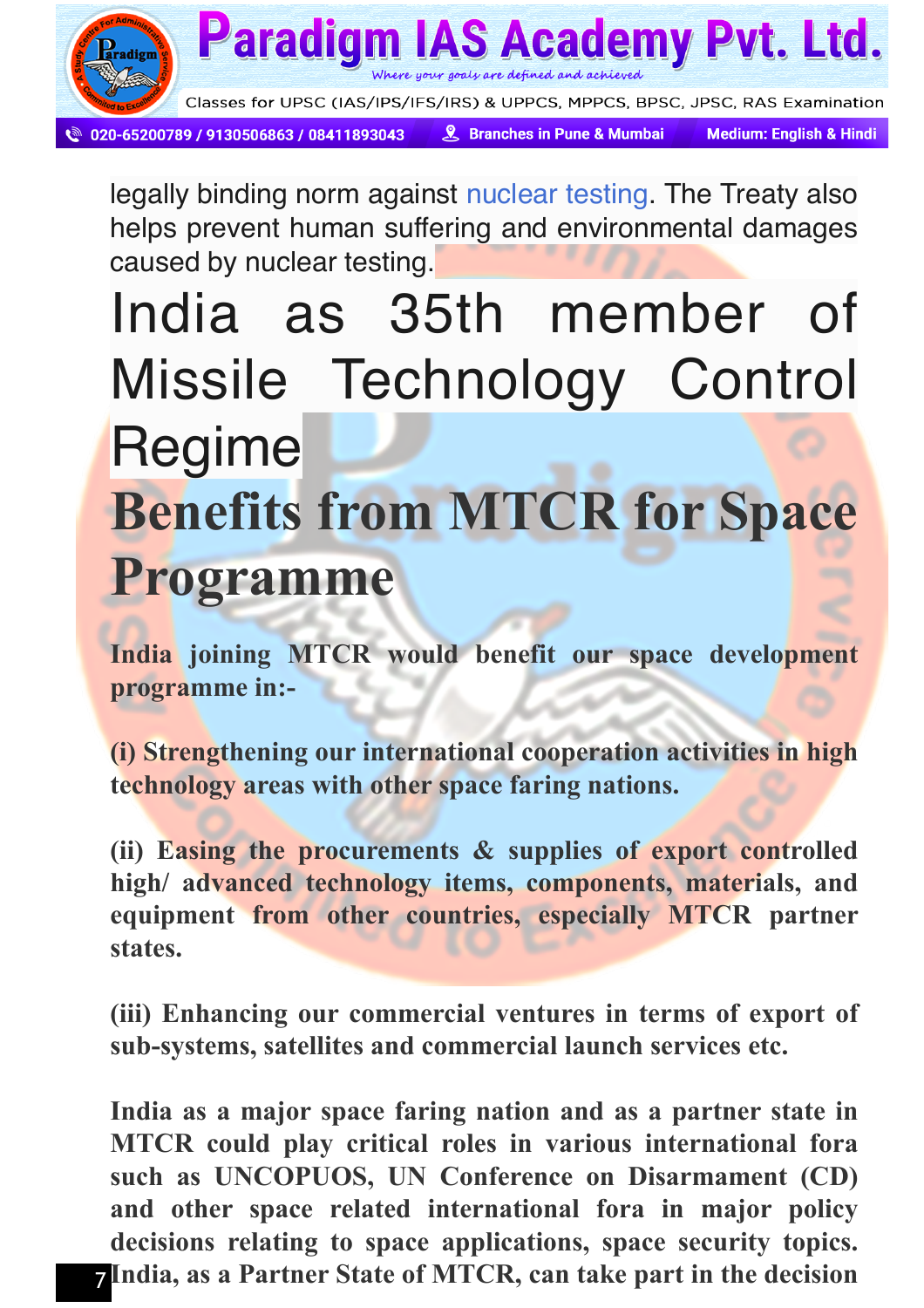legally binding norm against nuclear testing. The Treaty also helps prevent human suffering and environmental damages caused by nuclear testing.

# India as 35th member of Missile Technology Control Regime

## Benefits from MTCR for Space Programme

**India joining MTCR would benefit our space development programme in:-**

**(i) Strengthening our international cooperation activities in high technology areas with other space faring nations.**

**(ii) Easing the procurements & supplies of export controlled high/ advanced technology items, components, materials, and equipment from other countries, especially MTCR partner states.**

**(iii) Enhancing our commercial ventures in terms of export of sub-systems, satellites and commercial launch services etc.**

**India as a major space faring nation and as a partner state in MTCR could play critical roles in various international fora such as UNCOPUOS, UN Conference on Disarmament (CD) and other space related international fora in major policy decisions relating to space applications, space security topics. India, as a Partner State of MTCR, can take part in the decision**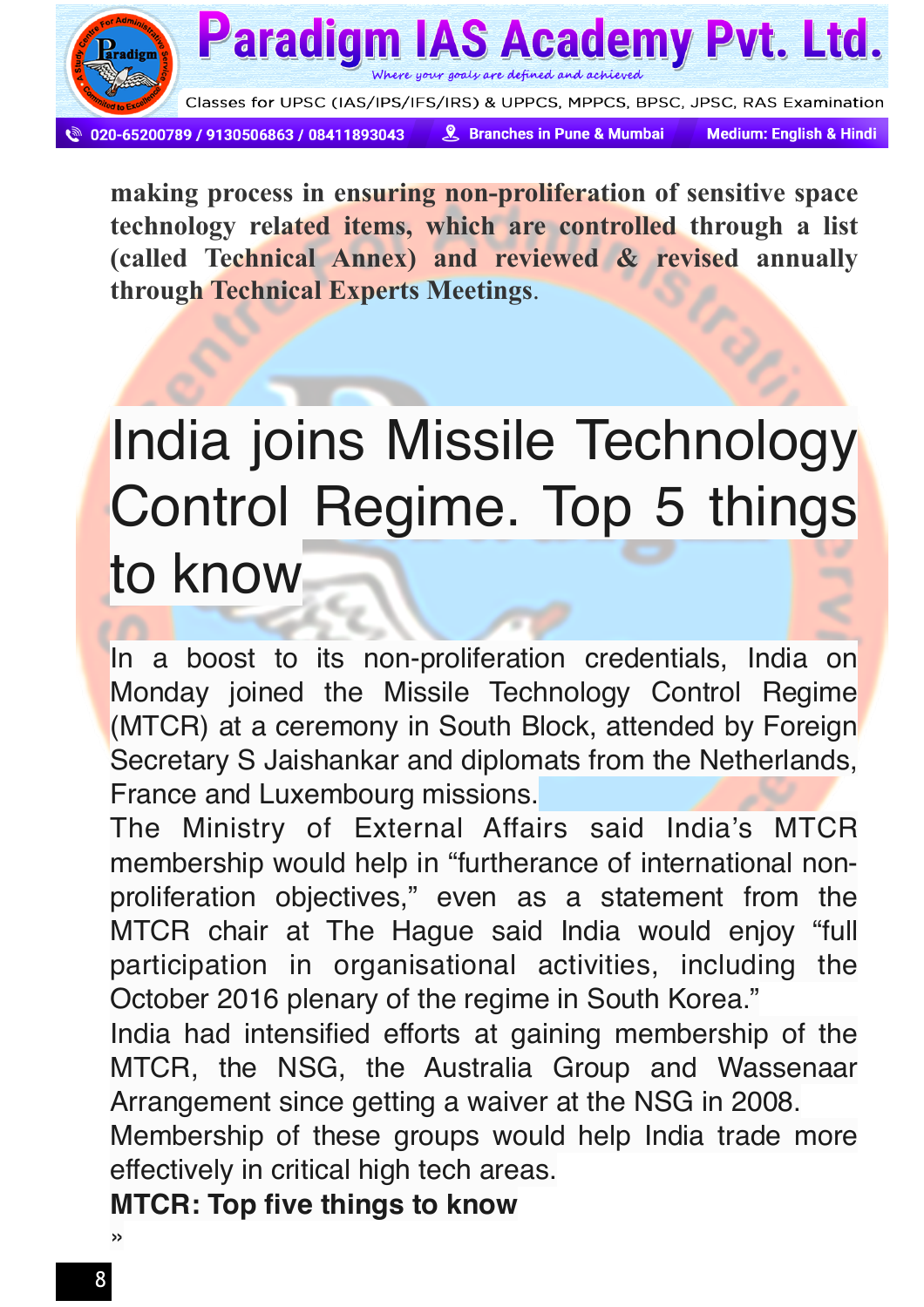**making process in ensuring non-proliferation of sensitive space technology related items, which are controlled through a list (called Technical Annex) and reviewed & revised annually through Technical Experts Meetings**.

# India joins Missile Technology Control Regime. Top 5 things to know

In a boost to its non-proliferation credentials, India on Monday joined the Missile Technology Control Regime (MTCR) at a ceremony in South Block, attended by Foreign Secretary S Jaishankar and diplomats from the Netherlands, France and Luxembourg missions.

The Ministry of External Affairs said India's MTCR membership would help in "furtherance of international non-proliferation objectives," even as a statement from the MTCR chair at The Hague said India would enjoy "full participation in organisational activities, including the October 2016 plenary of the regime in South Korea."

India had intensified efforts at gaining membership of the MTCR, the NSG, the Australia Group and Wassenaar Arrangement since getting a waiver at the NSG in 2008.

Membership of these groups would help India trade more effectively in critical high tech areas.

**MTCR: Top five things to know**

»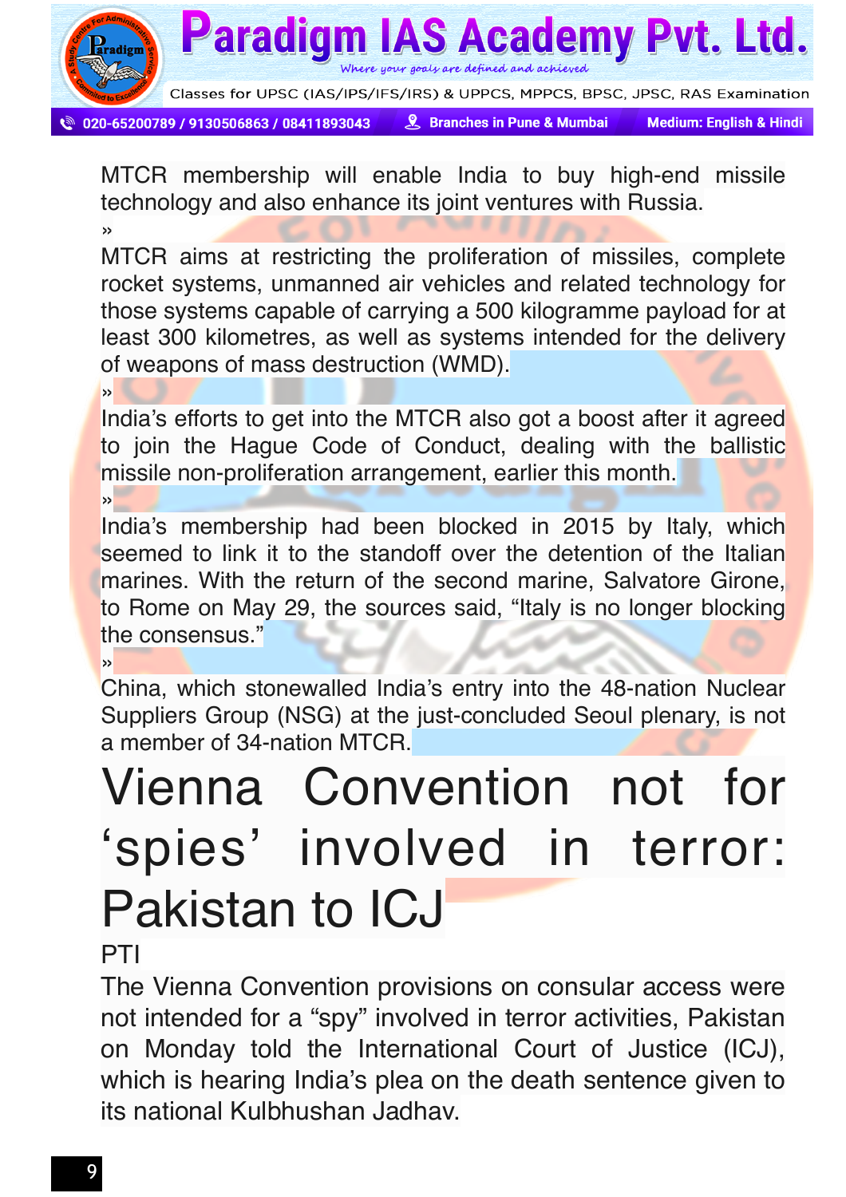MTCR membership will enable India to buy high-end missile technology and also enhance its joint ventures with Russia.

»

MTCR aims at restricting the proliferation of missiles, complete rocket systems, unmanned air vehicles and related technology for those systems capable of carrying a 500 kilogramme payload for at least 300 kilometres, as well as systems intended for the delivery of weapons of mass destruction (WMD).

»

India's efforts to get into the MTCR also got a boost after it agreed to join the Hague Code of Conduct, dealing with the ballistic missile non-proliferation arrangement, earlier this month.

»

India's membership had been blocked in 2015 by Italy, which seemed to link it to the standoff over the detention of the Italian marines. With the return of the second marine, Salvatore Girone, to Rome on May 29, the sources said, "Italy is no longer blocking the consensus."

»

China, which stonewalled India's entry into the 48-nation Nuclear Suppliers Group (NSG) at the just-concluded Seoul plenary, is not a member of 34-nation MTCR.

# Vienna Convention not for 'spies' involved in terror: Pakistan to ICJ

PTI

The Vienna Convention provisions on consular access were not intended for a "spy" involved in terror activities, Pakistan on Monday told the International Court of Justice (ICJ), which is hearing India's plea on the death sentence given to its national Kulbhushan Jadhav.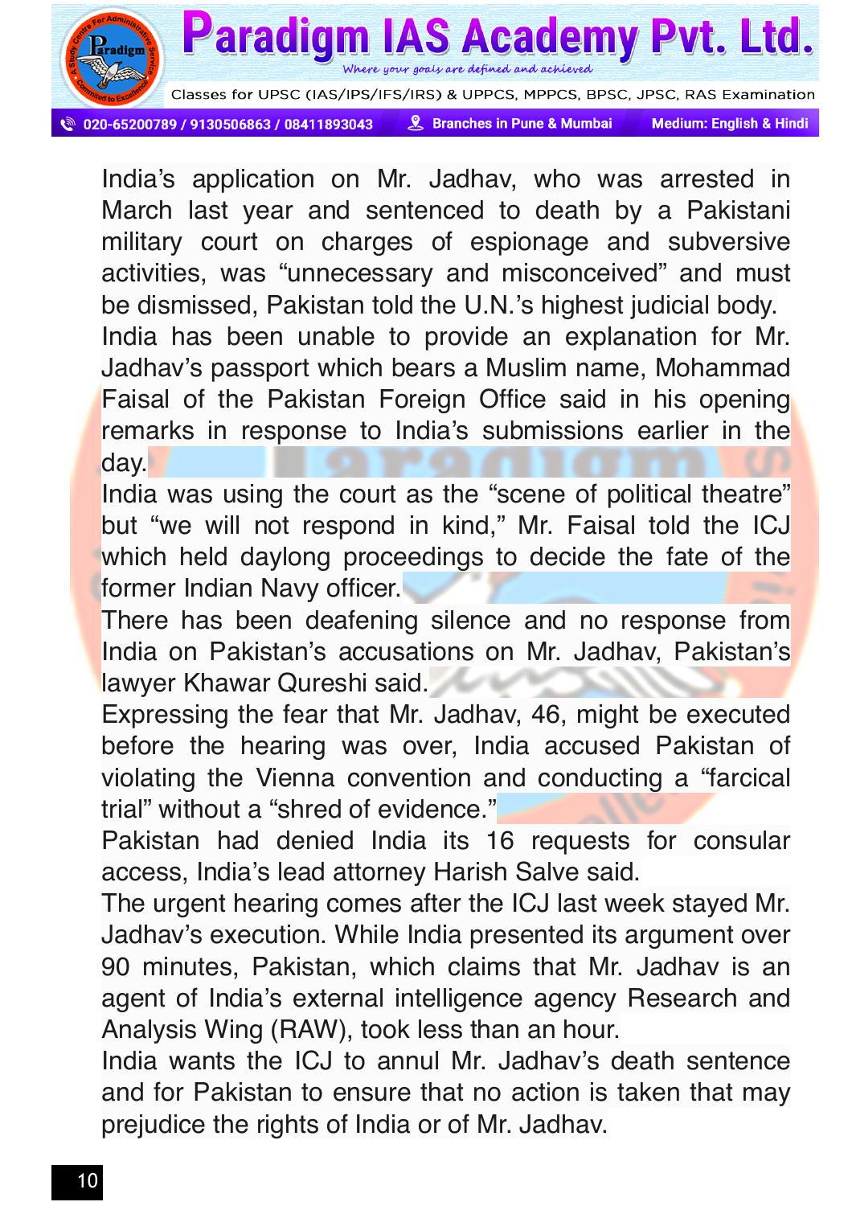India's application on Mr. Jadhav, who was arrested in March last year and sentenced to death by a Pakistani military court on charges of espionage and subversive activities, was "unnecessary and misconceived" and must be dismissed, Pakistan told the U.N.'s highest judicial body.

India has been unable to provide an explanation for Mr. Jadhav's passport which bears a Muslim name, Mohammad Faisal of the Pakistan Foreign Office said in his opening remarks in response to India's submissions earlier in the day.

India was using the court as the "scene of political theatre" but "we will not respond in kind," Mr. Faisal told the ICJ which held daylong proceedings to decide the fate of the former Indian Navy officer.

There has been deafening silence and no response from India on Pakistan's accusations on Mr. Jadhav, Pakistan's lawyer Khawar Qureshi said.

Expressing the fear that Mr. Jadhav, 46, might be executed before the hearing was over, India accused Pakistan of violating the Vienna convention and conducting a "farcical trial" without a "shred of evidence."

Pakistan had denied India its 16 requests for consular access, India's lead attorney Harish Salve said.

The urgent hearing comes after the ICJ last week stayed Mr. Jadhav's execution. While India presented its argument over 90 minutes, Pakistan, which claims that Mr. Jadhav is an agent of India's external intelligence agency Research and Analysis Wing (RAW), took less than an hour.

India wants the ICJ to annul Mr. Jadhav's death sentence and for Pakistan to ensure that no action is taken that may prejudice the rights of India or of Mr. Jadhav.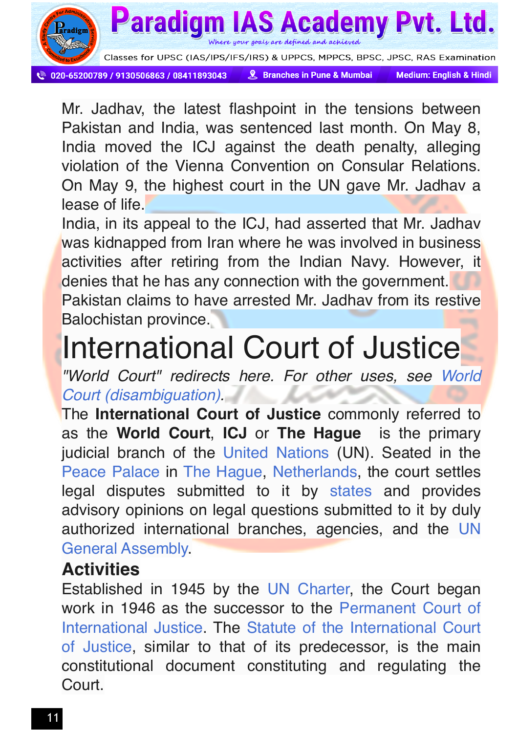Mr. Jadhav, the latest flashpoint in the tensions between Pakistan and India, was sentenced last month. On May 8, India moved the ICJ against the death penalty, alleging violation of the Vienna Convention on Consular Relations. On May 9, the highest court in the UN gave Mr. Jadhav a lease of life.

India, in its appeal to the ICJ, had asserted that Mr. Jadhav was kidnapped from Iran where he was involved in business activities after retiring from the Indian Navy. However, it denies that he has any connection with the government.

Pakistan claims to have arrested Mr. Jadhav from its restive Balochistan province.

# International Court of Justice

*"World Court" redirects here. For other uses, see World Court (disambiguation).*

The **International Court of Justice** commonly referred to as the **World Court**, **ICJ** or **The Hague** is the primary judicial branch of the United Nations (UN). Seated in the Peace Palace in The Hague, Netherlands, the court settles legal disputes submitted to it by states and provides advisory opinions on legal questions submitted to it by duly authorized international branches, agencies, and the UN General Assembly.

## Activities

Established in 1945 by the UN Charter, the Court began work in 1946 as the successor to the Permanent Court of International Justice. The Statute of the International Court of Justice, similar to that of its predecessor, is the main constitutional document constituting and regulating the Court.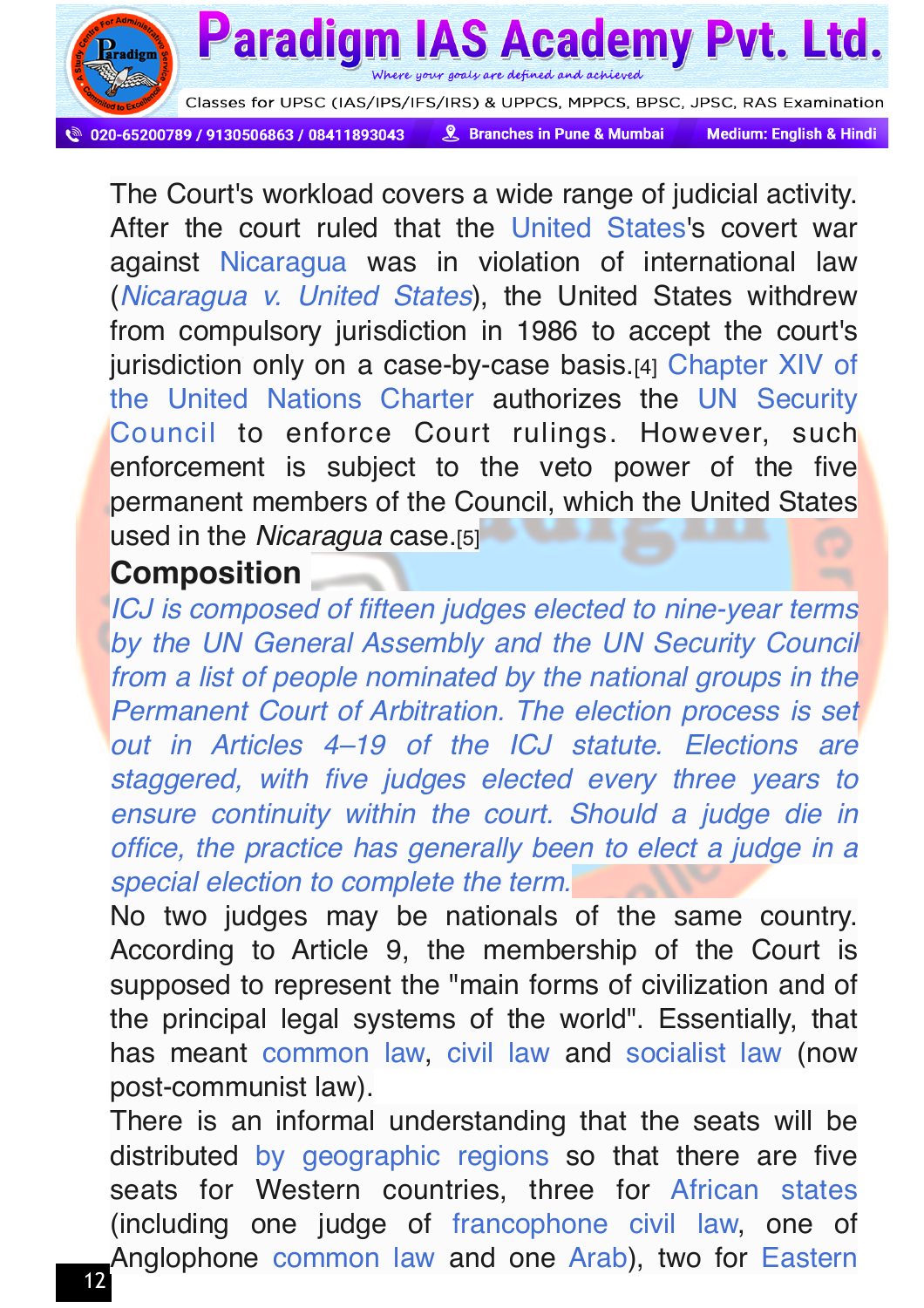The Court's workload covers a wide range of judicial activity. After the court ruled that the United States's covert war against Nicaragua was in violation of international law (*Nicaragua v. United States*), the United States withdrew from compulsory jurisdiction in 1986 to accept the court's jurisdiction only on a case-by-case basis.[4] Chapter XIV of the United Nations Charter authorizes the UN Security Council to enforce Court rulings. However, such enforcement is subject to the veto power of the five permanent members of the Council, which the United States used in the *Nicaragua* case.[5]

## Composition

*ICJ is composed of fifteen judges elected to nine-year terms by the UN General Assembly and the UN Security Council from a list of people nominated by the national groups in the Permanent Court of Arbitration. The election process is set out in Articles 4–19 of the ICJ statute. Elections are staggered, with five judges elected every three years to ensure continuity within the court. Should a judge die in office, the practice has generally been to elect a judge in a special election to complete the term.*

No two judges may be nationals of the same country. According to Article 9, the membership of the Court is supposed to represent the "main forms of civilization and of the principal legal systems of the world". Essentially, that has meant common law, civil law and socialist law (now post-communist law).

There is an informal understanding that the seats will be distributed by geographic regions so that there are five seats for Western countries, three for African states (including one judge of francophone civil law, one of Anglophone common law and one Arab), two for Eastern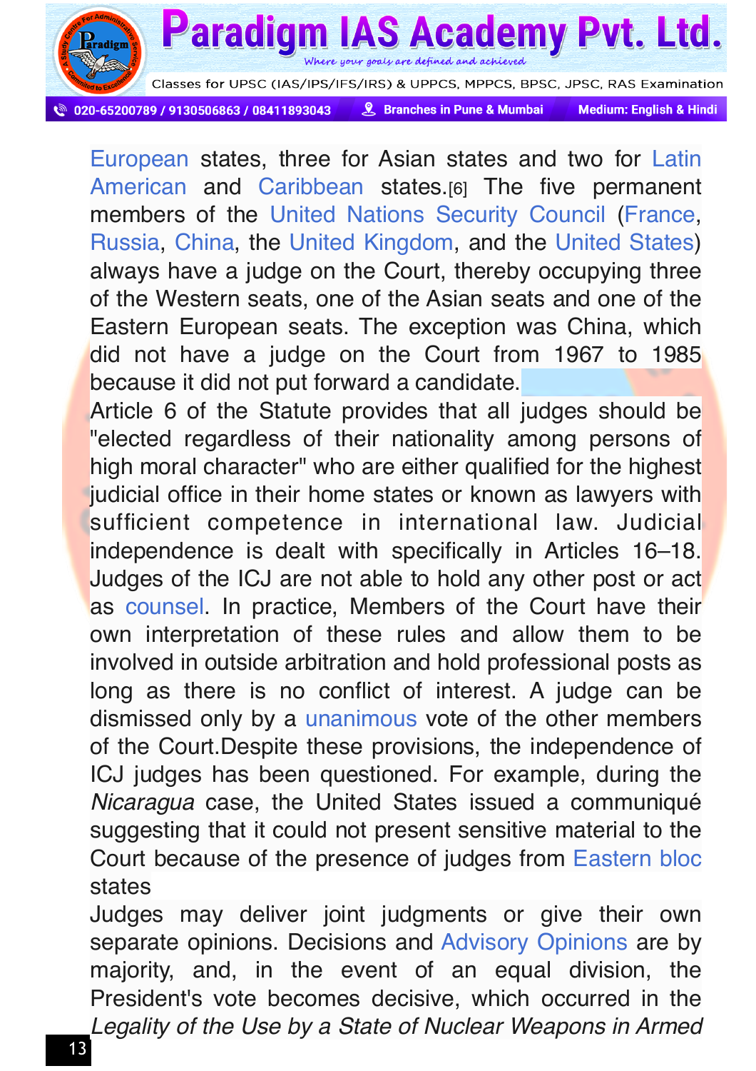European states, three for Asian states and two for Latin American and Caribbean states.[6] The five permanent members of the United Nations Security Council (France, Russia, China, the United Kingdom, and the United States) always have a judge on the Court, thereby occupying three of the Western seats, one of the Asian seats and one of the Eastern European seats. The exception was China, which did not have a judge on the Court from 1967 to 1985 because it did not put forward a candidate.

Article 6 of the Statute provides that all judges should be "elected regardless of their nationality among persons of high moral character" who are either qualified for the highest judicial office in their home states or known as lawyers with sufficient competence in international law. Judicial independence is dealt with specifically in Articles 16–18. Judges of the ICJ are not able to hold any other post or act as counsel. In practice, Members of the Court have their own interpretation of these rules and allow them to be involved in outside arbitration and hold professional posts as long as there is no conflict of interest. A judge can be dismissed only by a unanimous vote of the other members of the Court.Despite these provisions, the independence of ICJ judges has been questioned. For example, during the *Nicaragua* case, the United States issued a communiqué suggesting that it could not present sensitive material to the Court because of the presence of judges from Eastern bloc states

Judges may deliver joint judgments or give their own separate opinions. Decisions and Advisory Opinions are by majority, and, in the event of an equal division, the President's vote becomes decisive, which occurred in the *Legality of the Use by a State of Nuclear Weapons in Armed*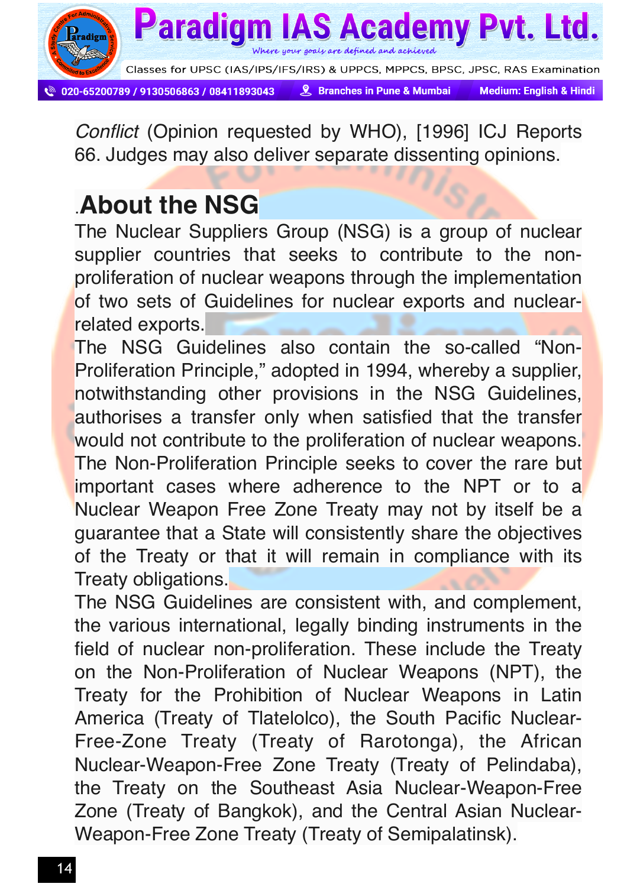*Conflict* (Opinion requested by WHO), [1996] ICJ Reports 66. Judges may also deliver separate dissenting opinions.

## .About the NSG

The Nuclear Suppliers Group (NSG) is a group of nuclear supplier countries that seeks to contribute to the non-proliferation of nuclear weapons through the implementation of two sets of Guidelines for nuclear exports and nuclear-related exports.

The NSG Guidelines also contain the so-called "Non-Proliferation Principle," adopted in 1994, whereby a supplier, notwithstanding other provisions in the NSG Guidelines, authorises a transfer only when satisfied that the transfer would not contribute to the proliferation of nuclear weapons. The Non-Proliferation Principle seeks to cover the rare but important cases where adherence to the NPT or to a Nuclear Weapon Free Zone Treaty may not by itself be a guarantee that a State will consistently share the objectives of the Treaty or that it will remain in compliance with its Treaty obligations.

The NSG Guidelines are consistent with, and complement, the various international, legally binding instruments in the field of nuclear non-proliferation. These include the Treaty on the Non-Proliferation of Nuclear Weapons (NPT), the Treaty for the Prohibition of Nuclear Weapons in Latin America (Treaty of Tlatelolco), the South Pacific Nuclear-Free-Zone Treaty (Treaty of Rarotonga), the African Nuclear-Weapon-Free Zone Treaty (Treaty of Pelindaba), the Treaty on the Southeast Asia Nuclear-Weapon-Free Zone (Treaty of Bangkok), and the Central Asian Nuclear-Weapon-Free Zone Treaty (Treaty of Semipalatinsk).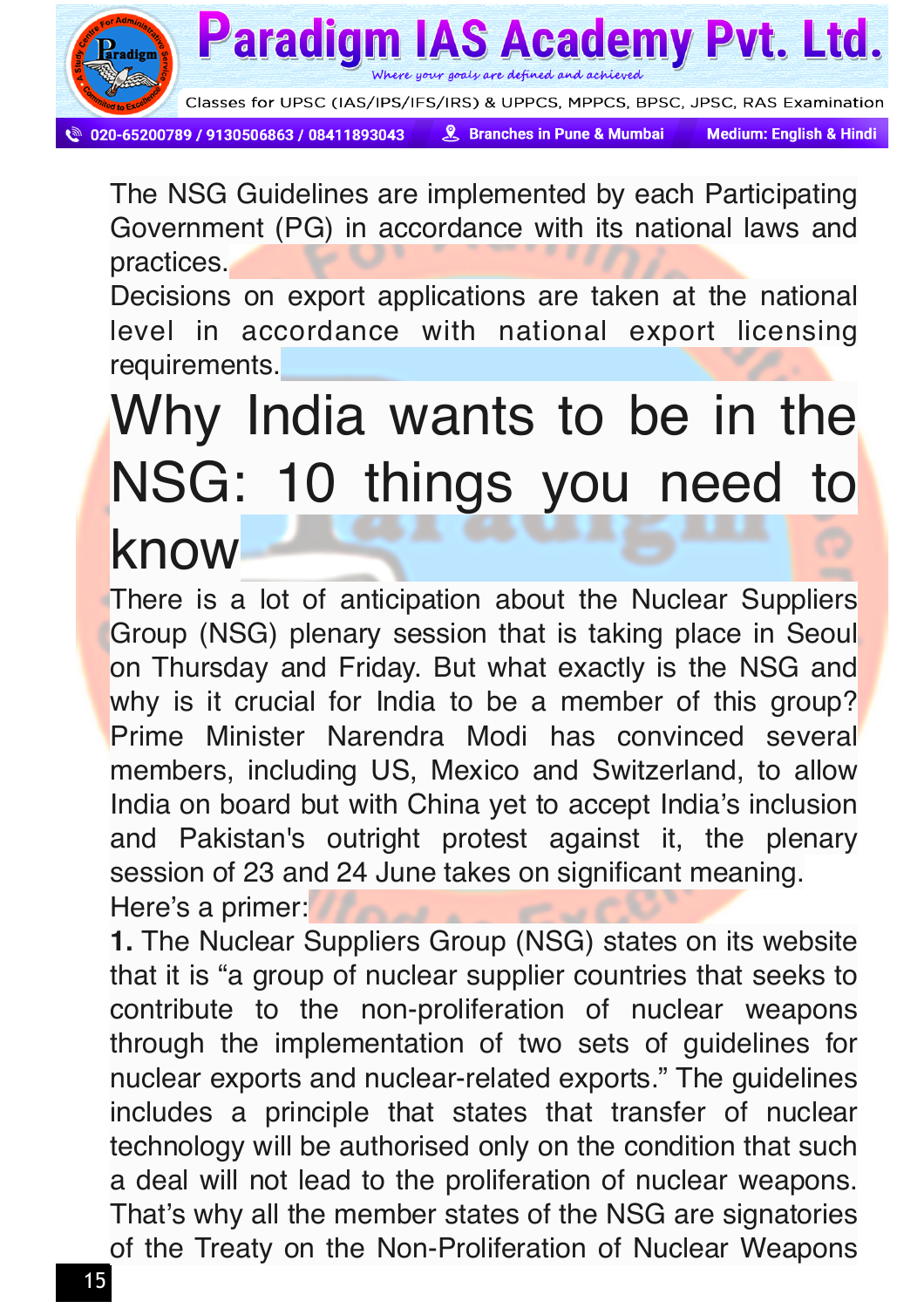The NSG Guidelines are implemented by each Participating Government (PG) in accordance with its national laws and practices.

Decisions on export applications are taken at the national level in accordance with national export licensing requirements.

# Why India wants to be in the NSG: 10 things you need to know

There is a lot of anticipation about the Nuclear Suppliers Group (NSG) plenary session that is taking place in Seoul on Thursday and Friday. But what exactly is the NSG and why is it crucial for India to be a member of this group? Prime Minister Narendra Modi has convinced several members, including US, Mexico and Switzerland, to allow India on board but with China yet to accept India's inclusion and Pakistan's outright protest against it, the plenary session of 23 and 24 June takes on significant meaning.

Here's a primer:

**1.** The Nuclear Suppliers Group (NSG) states on its website that it is "a group of nuclear supplier countries that seeks to contribute to the non-proliferation of nuclear weapons through the implementation of two sets of guidelines for nuclear exports and nuclear-related exports." The guidelines includes a principle that states that transfer of nuclear technology will be authorised only on the condition that such a deal will not lead to the proliferation of nuclear weapons. That's why all the member states of the NSG are signatories of the Treaty on the Non-Proliferation of Nuclear Weapons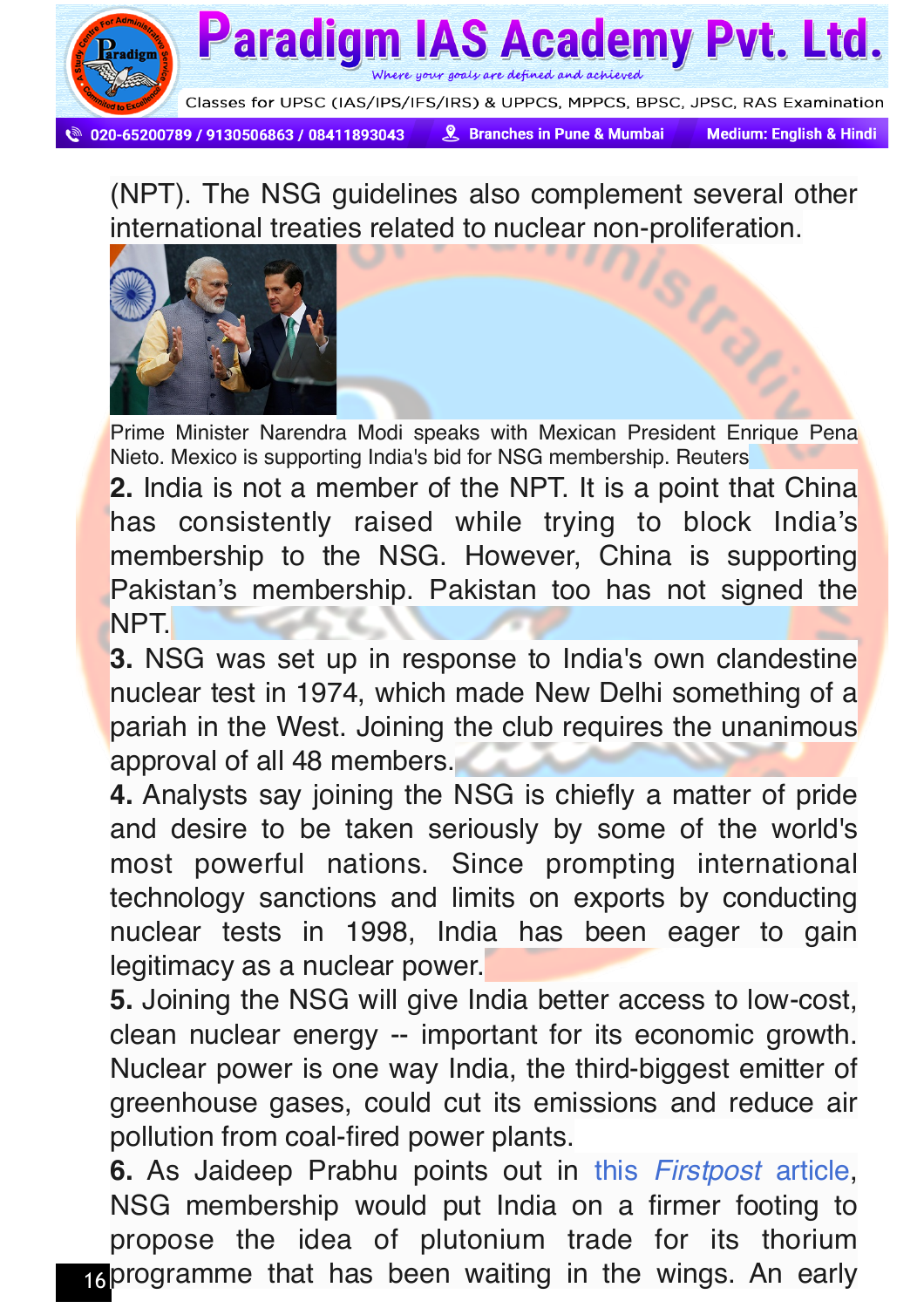(NPT). The NSG guidelines also complement several other international treaties related to nuclear non-proliferation.

Prime Minister Narendra Modi speaks with Mexican President Enrique Pena Nieto. Mexico is supporting India's bid for NSG membership. Reuters

**2.** India is not a member of the NPT. It is a point that China has consistently raised while trying to block India's membership to the NSG. However, China is supporting Pakistan's membership. Pakistan too has not signed the NPT.

**3.** NSG was set up in response to India's own clandestine nuclear test in 1974, which made New Delhi something of a pariah in the West. Joining the club requires the unanimous approval of all 48 members.

**4.** Analysts say joining the NSG is chiefly a matter of pride and desire to be taken seriously by some of the world's most powerful nations. Since prompting international technology sanctions and limits on exports by conducting nuclear tests in 1998, India has been eager to gain legitimacy as a nuclear power.

**5.** Joining the NSG will give India better access to low-cost, clean nuclear energy -- important for its economic growth. Nuclear power is one way India, the third-biggest emitter of greenhouse gases, could cut its emissions and reduce air pollution from coal-fired power plants.

**6.** As Jaideep Prabhu points out in this *Firstpost* article, NSG membership would put India on a firmer footing to propose the idea of plutonium trade for its thorium programme that has been waiting in the wings. An early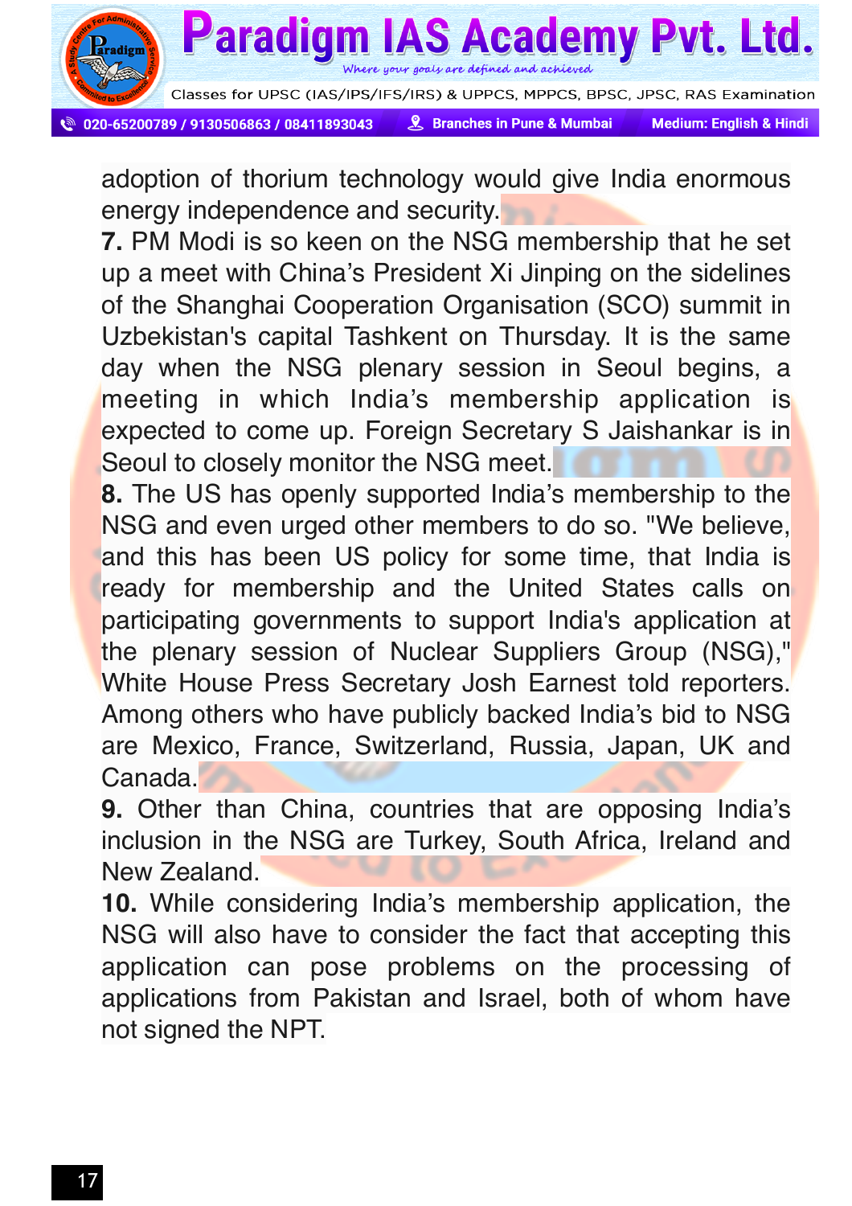adoption of thorium technology would give India enormous energy independence and security.

**7.** PM Modi is so keen on the NSG membership that he set up a meet with China's President Xi Jinping on the sidelines of the Shanghai Cooperation Organisation (SCO) summit in Uzbekistan's capital Tashkent on Thursday. It is the same day when the NSG plenary session in Seoul begins, a meeting in which India's membership application is expected to come up. Foreign Secretary S Jaishankar is in Seoul to closely monitor the NSG meet.

**8.** The US has openly supported India's membership to the NSG and even urged other members to do so. "We believe, and this has been US policy for some time, that India is ready for membership and the United States calls on participating governments to support India's application at the plenary session of Nuclear Suppliers Group (NSG)," White House Press Secretary Josh Earnest told reporters. Among others who have publicly backed India's bid to NSG are Mexico, France, Switzerland, Russia, Japan, UK and Canada.

**9.** Other than China, countries that are opposing India's inclusion in the NSG are Turkey, South Africa, Ireland and New Zealand.

**10.** While considering India's membership application, the NSG will also have to consider the fact that accepting this application can pose problems on the processing of applications from Pakistan and Israel, both of whom have not signed the NPT.